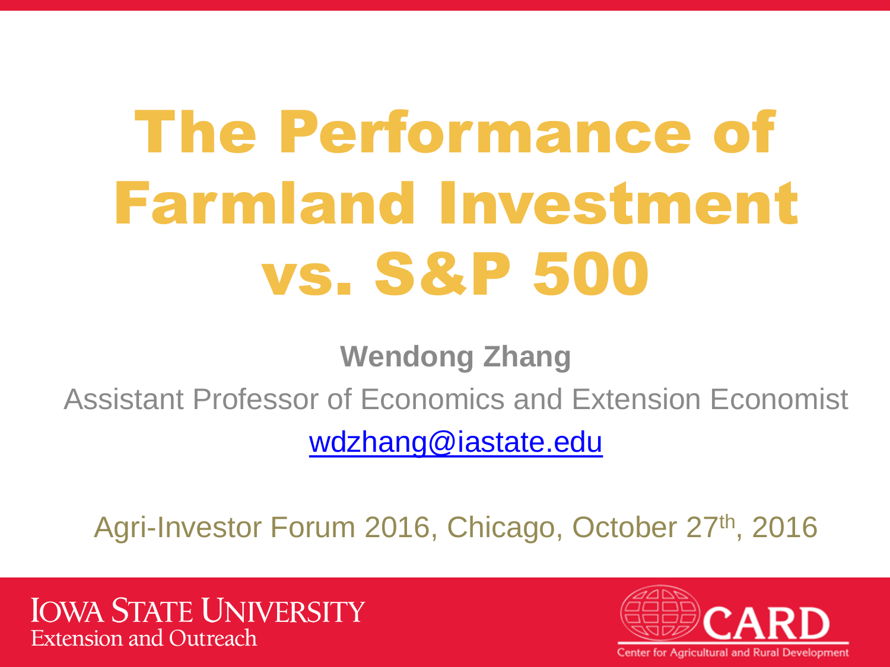# The Performance of Farmland Investment vs. S&P 500

**Wendong Zhang**

Assistant Professor of Economics and Extension Economist

wdzhang@iastate.edu

Agri-Investor Forum 2016, Chicago, October 27th, 2016

Iowa State University Extension and Outreach

CARD Center for Agricultural and Rural Development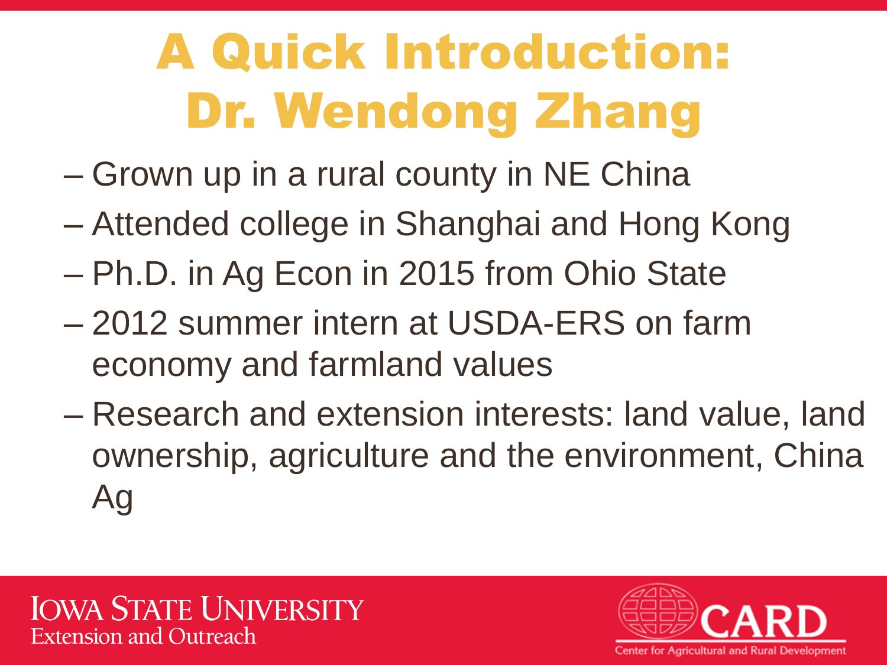# A Quick Introduction: Dr. Wendong Zhang

- Grown up in a rural county in NE China
- Attended college in Shanghai and Hong Kong
- Ph.D. in Ag Econ in 2015 from Ohio State
- 2012 summer intern at USDA-ERS on farm economy and farmland values
- Research and extension interests: land value, land ownership, agriculture and the environment, China Ag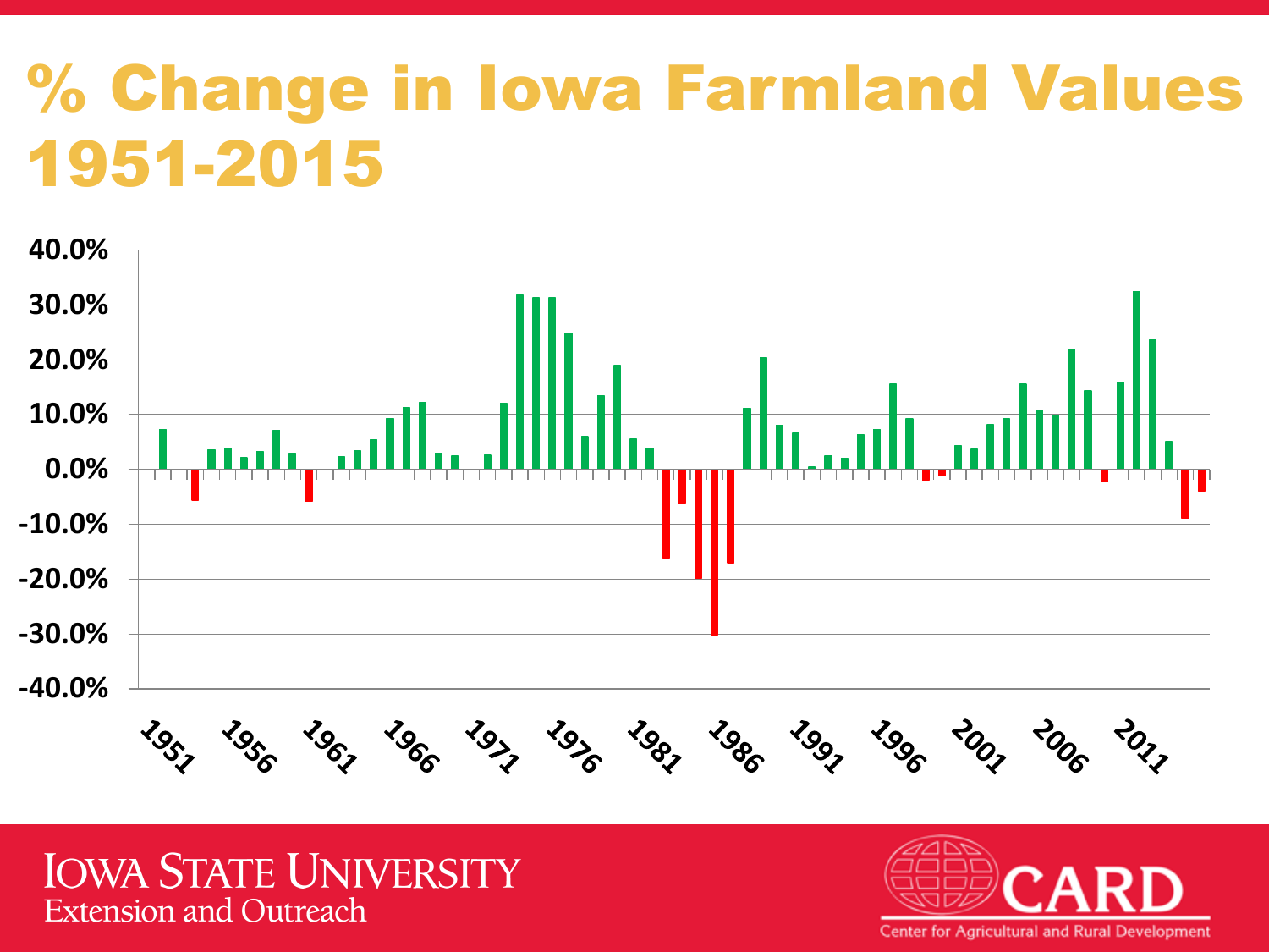# % Change in Iowa Farmland Values 1951-2015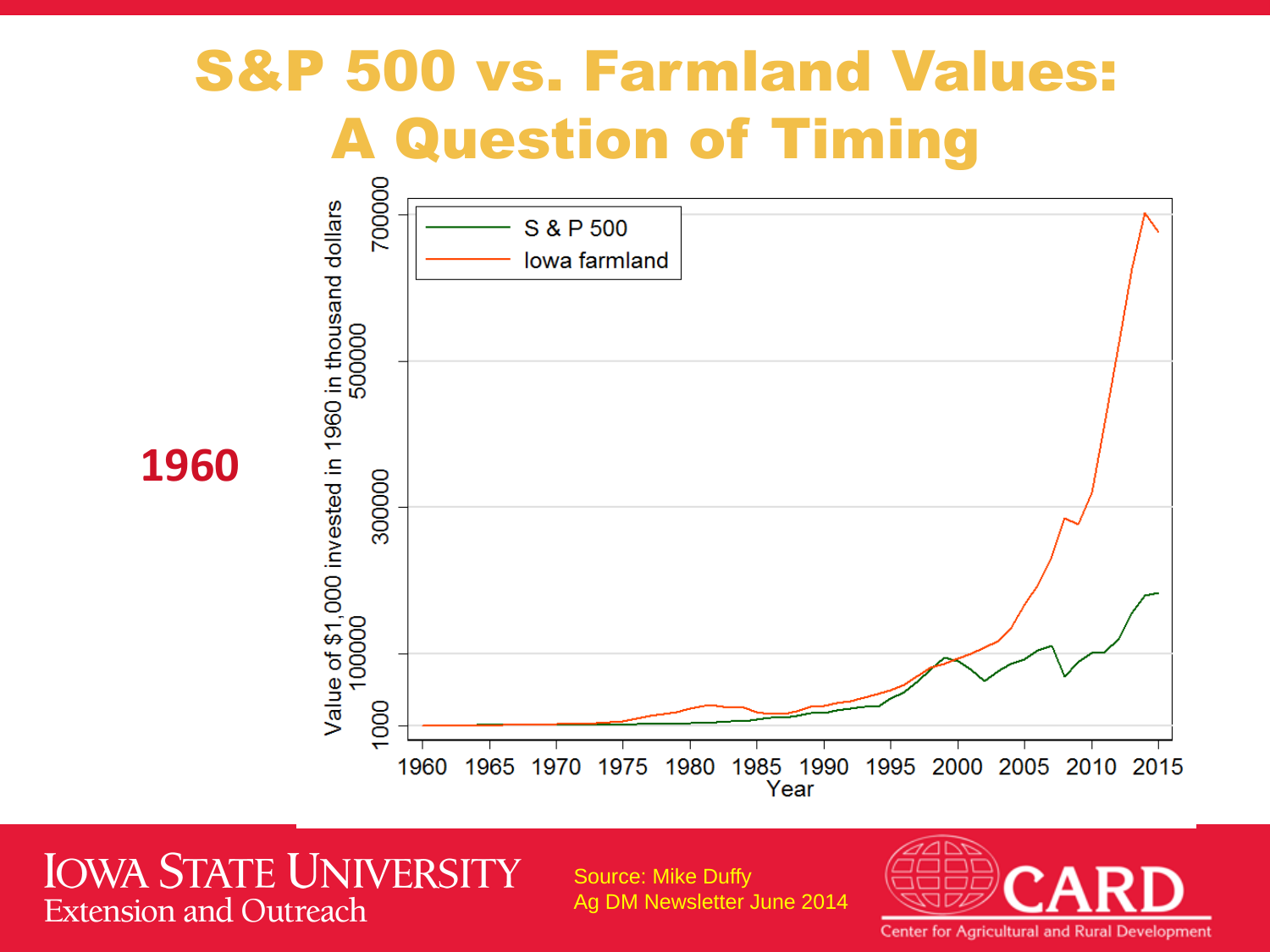# S&P 500 vs. Farmland Values: A Question of Timing

**1960**

Value of $1,000 invested in 1960 in thousand dollars

- S & P 500
- Iowa farmland

Source: Mike Duffy
Ag DM Newsletter June 2014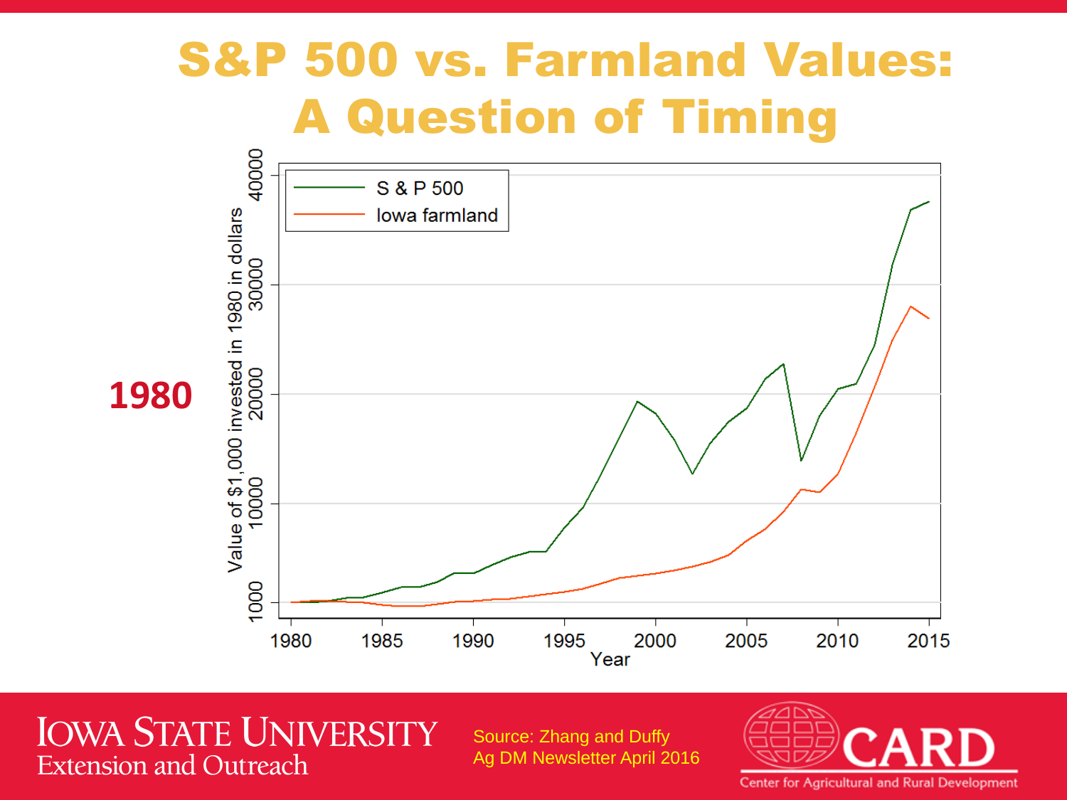# S&P 500 vs. Farmland Values: A Question of Timing

**1980**

Value of $1,000 invested in 1980 in dollars

- S & P 500
- Iowa farmland

Year

Source: Zhang and Duffy
Ag DM Newsletter April 2016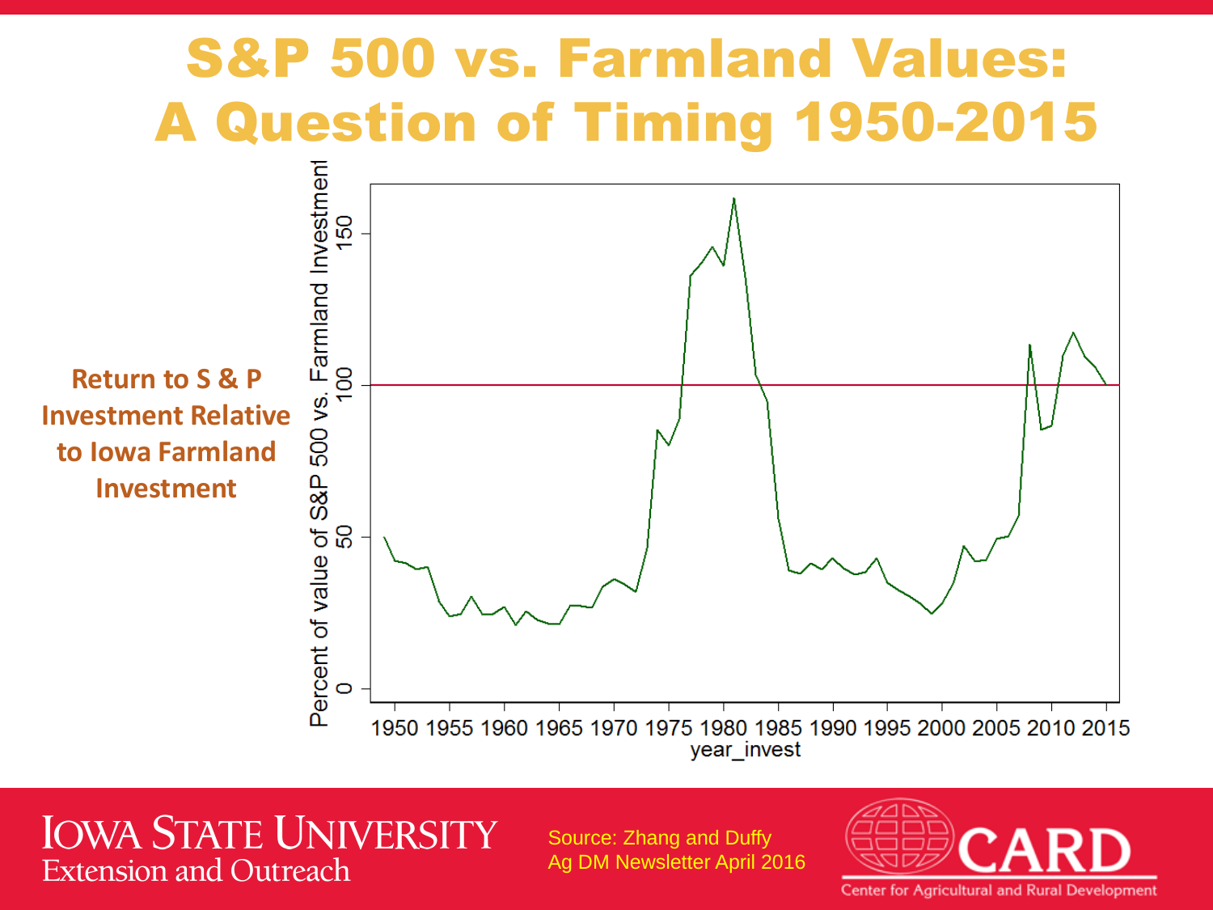# S&P 500 vs. Farmland Values: A Question of Timing 1950-2015

**Return to S & P Investment Relative to Iowa Farmland Investment**

Percent of value of S&P 500 vs. Farmland Investment

year_invest

Source: Zhang and Duffy
Ag DM Newsletter April 2016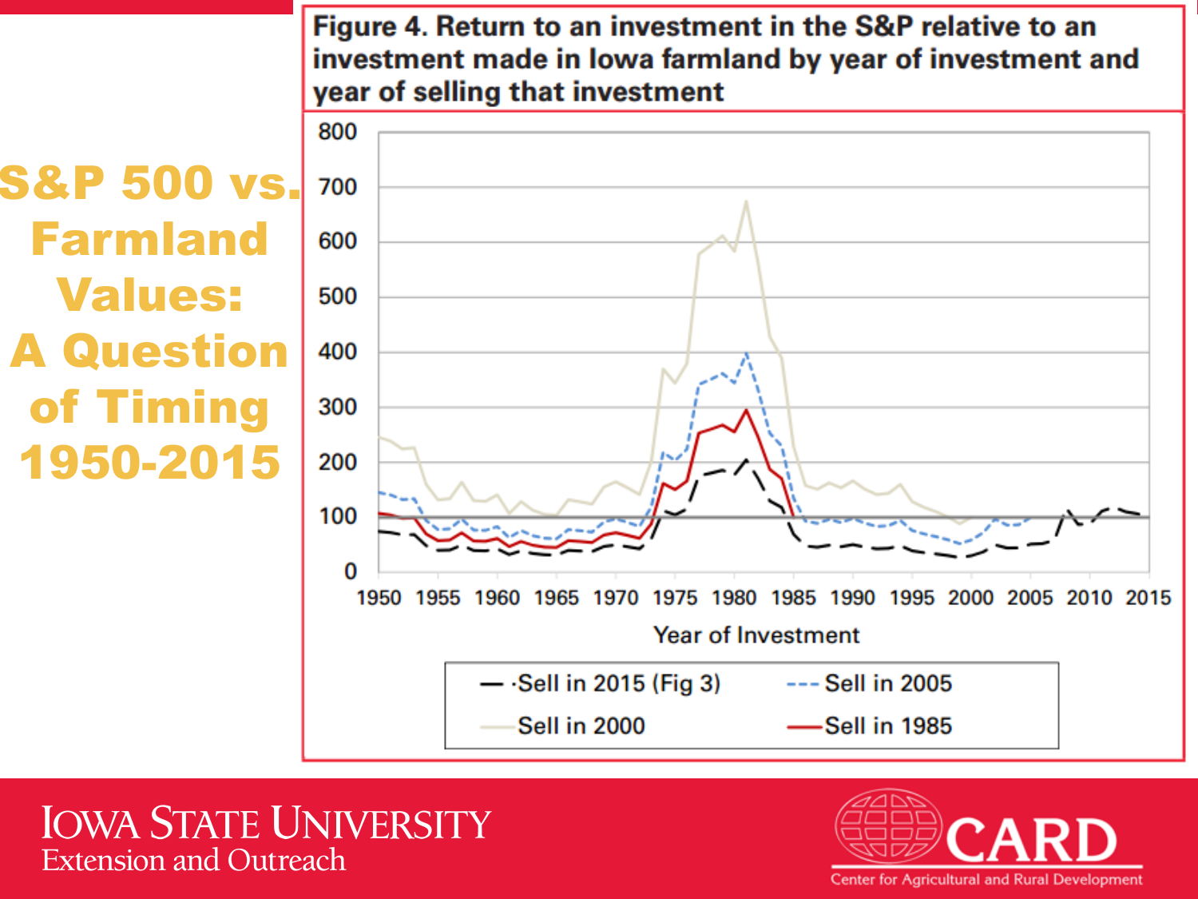# S&P 500 vs. Farmland Values: A Question of Timing 1950-2015

**Figure 4. Return to an investment in the S&P relative to an investment made in Iowa farmland by year of investment and year of selling that investment**

Y-axis: 0, 100, 200, 300, 400, 500, 600, 700, 800

X-axis: Year of Investment — 1950, 1955, 1960, 1965, 1970, 1975, 1980, 1985, 1990, 1995, 2000, 2005, 2010, 2015

Legend:
- Sell in 2015 (Fig 3)
- Sell in 2005
- Sell in 2000
- Sell in 1985

IOWA STATE UNIVERSITY
Extension and Outreach

CARD
Center for Agricultural and Rural Development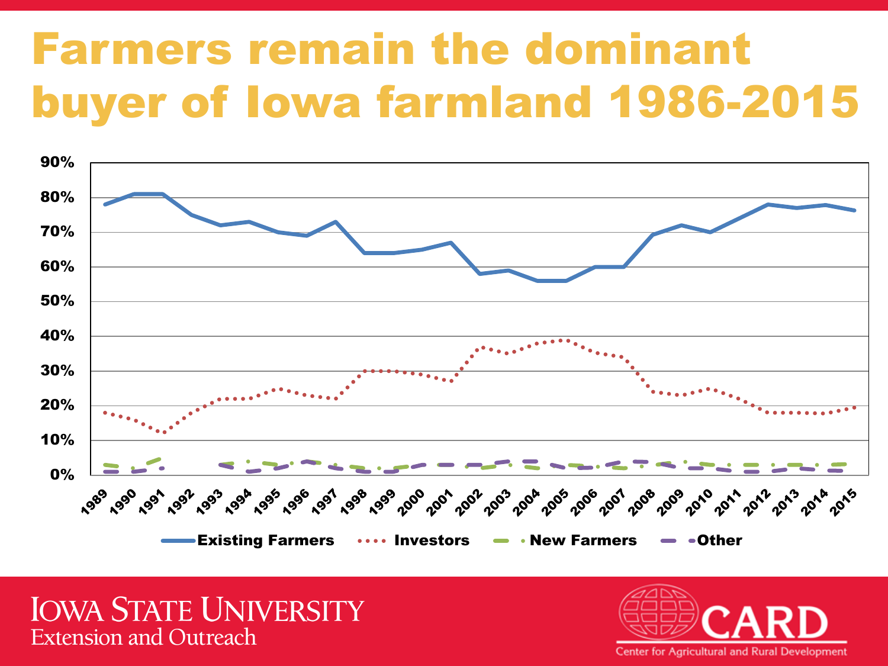# Farmers remain the dominant buyer of Iowa farmland 1986-2015

| Year | Existing Farmers | Investors | New Farmers | Other |
|---|---|---|---|---|
| 1989 | 78% | 18% | 3% | 1% |
| 1990 | 81% | 16% | 2% | 1% |
| 1991 | 81% | 12% | 5% | 2% |
| 1992 | 75% | 18% | | |
| 1993 | 72% | 22% | 3% | 3% |
| 1994 | 73% | 22% | 4% | 1% |
| 1995 | 70% | 25% | 3% | 2% |
| 1996 | 69% | 23% | 4% | 4% |
| 1997 | 73% | 22% | 3% | 2% |
| 1998 | 64% | 30% | 2% | 1% |
| 1999 | 64% | 30% | 2% | 1% |
| 2000 | 65% | 29% | 3% | 3% |
| 2001 | 67% | 27% | 3% | 3% |
| 2002 | 58% | 37% | 2% | 3% |
| 2003 | 59% | 35% | 3% | 4% |
| 2004 | 56% | 38% | 2% | 4% |
| 2005 | 56% | 39% | 3% | 2% |
| 2006 | 60% | 35% | 3% | 2% |
| 2007 | 60% | 34% | 2% | 4% |
| 2008 | 69% | 24% | 3% | 4% |
| 2009 | 72% | 23% | 4% | 2% |
| 2010 | 70% | 25% | 3% | 2% |
| 2011 | 74% | 22% | 3% | 1% |
| 2012 | 78% | 18% | 3% | 1% |
| 2013 | 77% | 18% | 3% | 2% |
| 2014 | 78% | 18% | 3% | 1% |
| 2015 | 76% | 20% | 3% | 1% |

Iowa State University Extension and Outreach

CARD — Center for Agricultural and Rural Development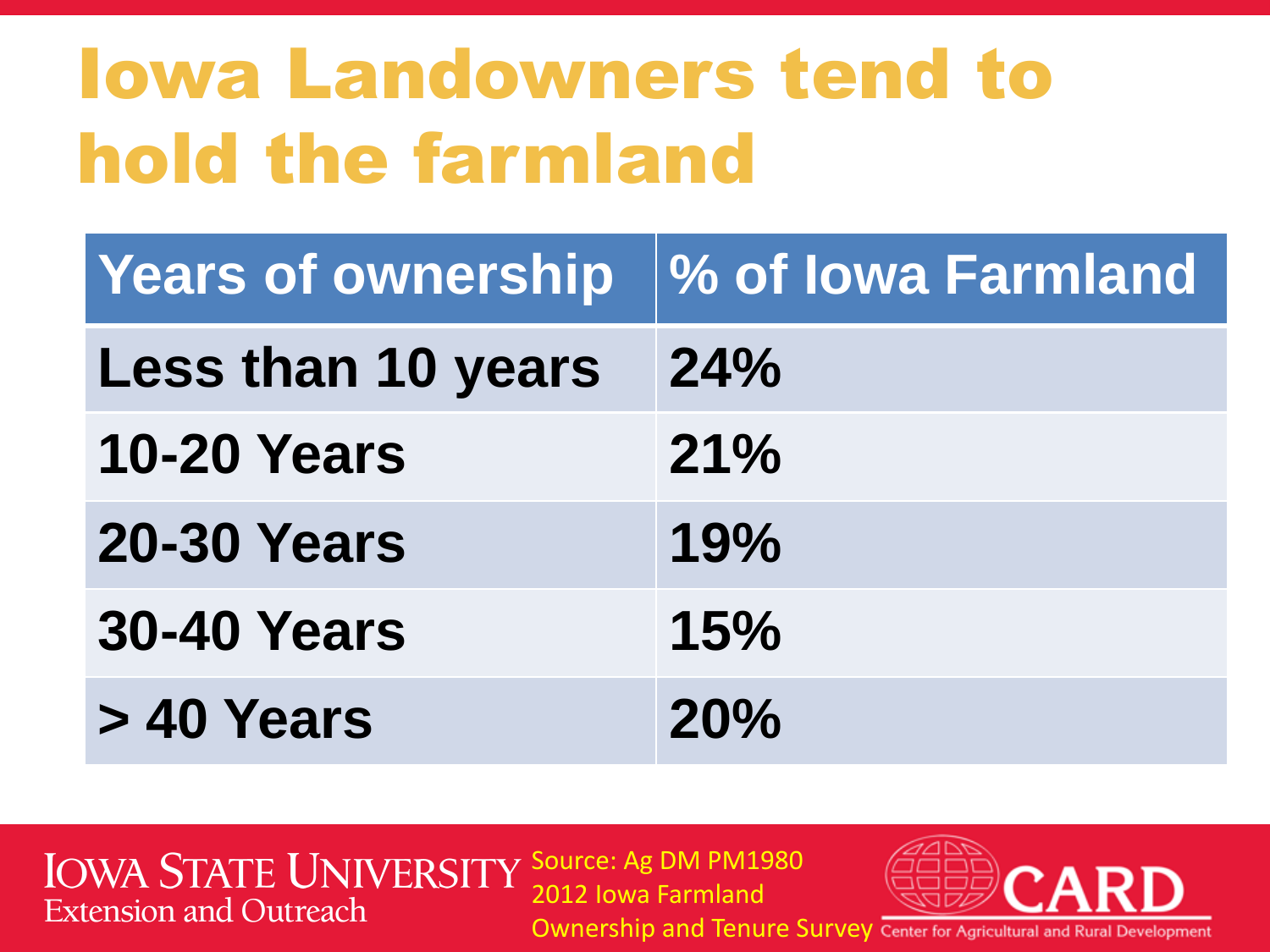# Iowa Landowners tend to hold the farmland

| Years of ownership | % of Iowa Farmland |
|---|---|
| Less than 10 years | 24% |
| 10-20 Years | 21% |
| 20-30 Years | 19% |
| 30-40 Years | 15% |
| > 40 Years | 20% |

Source: Ag DM PM1980 2012 Iowa Farmland Ownership and Tenure Survey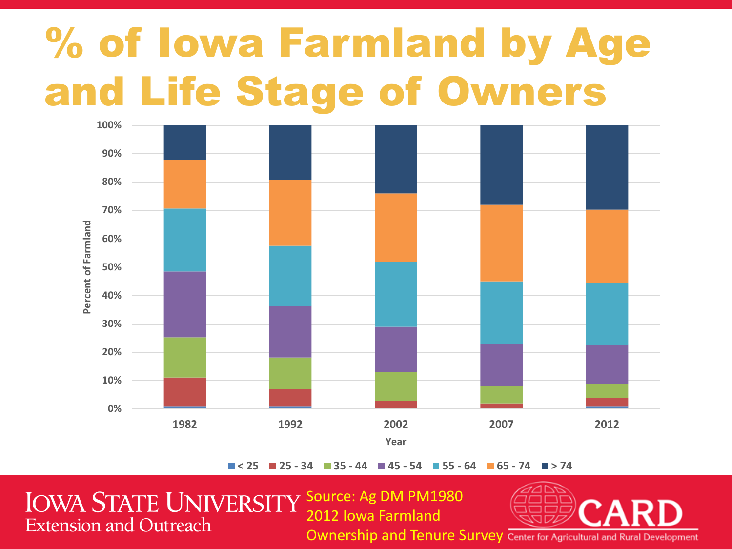# % of Iowa Farmland by Age and Life Stage of Owners

Percent of Farmland (0%–100%) by Year: 1982, 1992, 2002, 2007, 2012

Legend: < 25, 25 - 34, 35 - 44, 45 - 54, 55 - 64, 65 - 74, > 74

Source: Ag DM PM1980 2012 Iowa Farmland Ownership and Tenure Survey

Iowa State University Extension and Outreach

CARD Center for Agricultural and Rural Development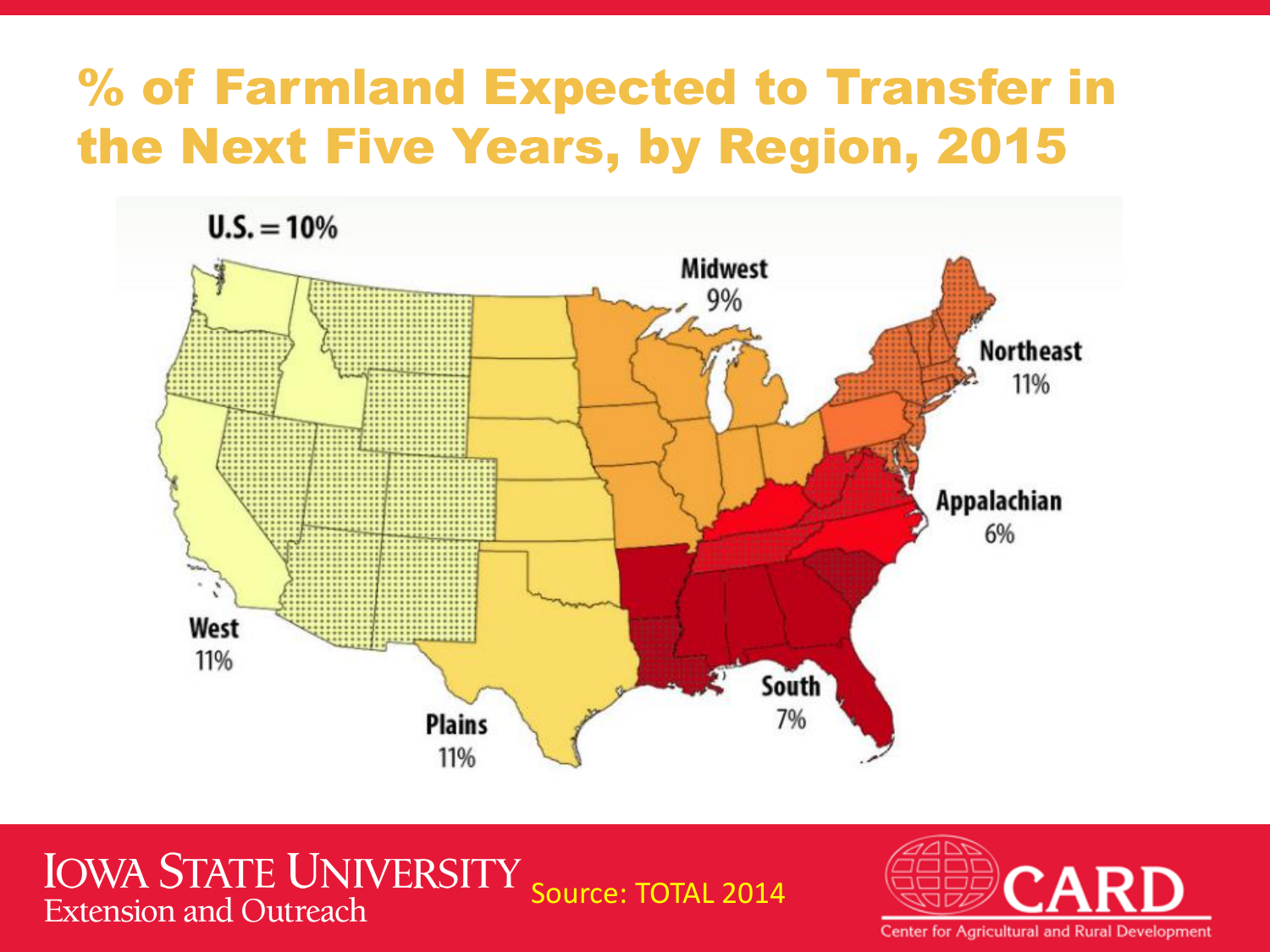# % of Farmland Expected to Transfer in the Next Five Years, by Region, 2015

U.S. = 10%

Midwest 9%

Northeast 11%

Appalachian 6%

West 11%

Plains 11%

South 7%

Iowa State University Extension and Outreach

Source: TOTAL 2014

CARD Center for Agricultural and Rural Development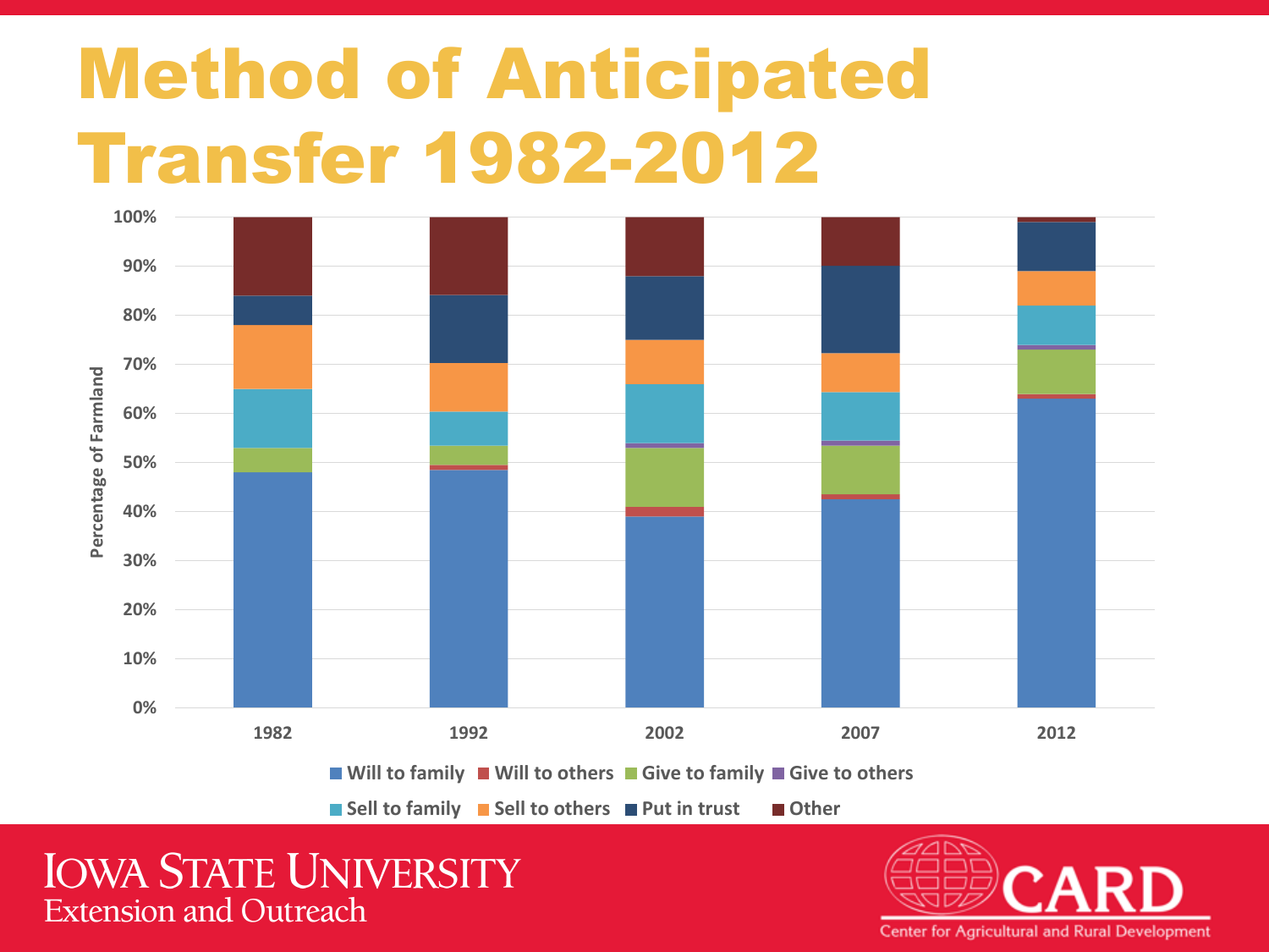# Method of Anticipated Transfer 1982-2012

100%
90%
80%
70%
60%
50%
40%
30%
20%
10%
0%

Percentage of Farmland

1982
1992
2002
2007
2012

Will to family
Will to others
Give to family
Give to others
Sell to family
Sell to others
Put in trust
Other

IOWA STATE UNIVERSITY
Extension and Outreach

CARD
Center for Agricultural and Rural Development